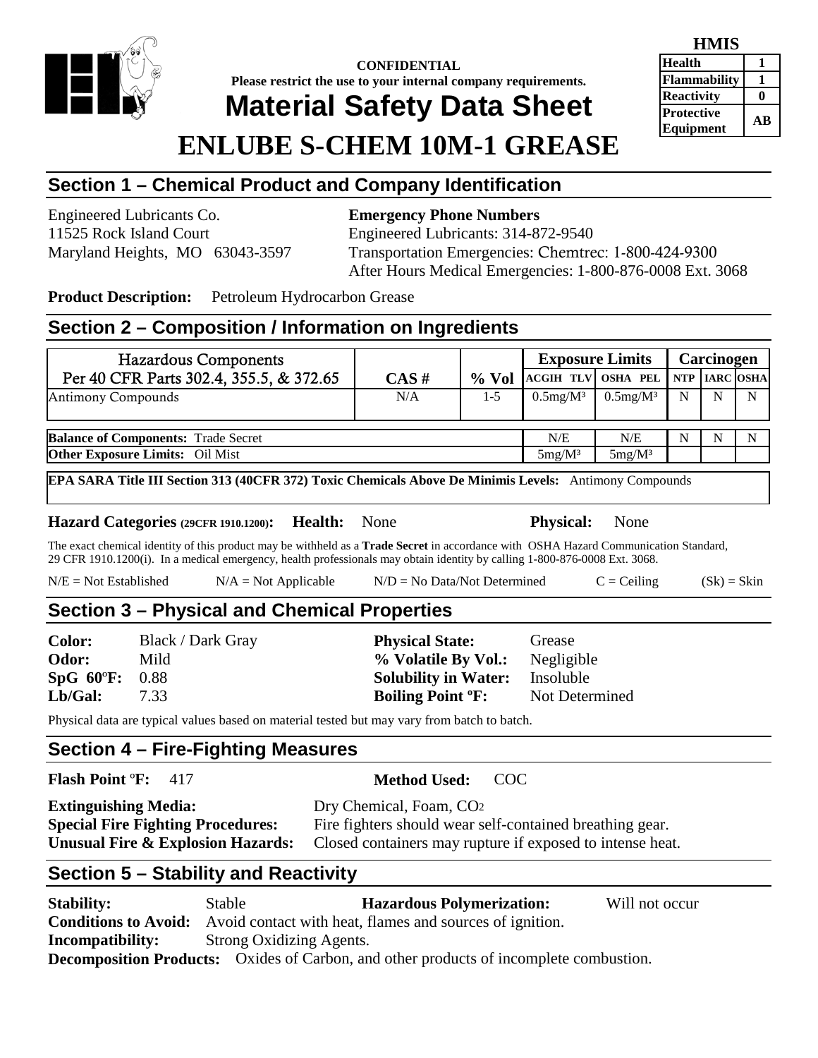**CONFIDENTIAL**
**Please restrict the use to your internal company requirements.**

# Material Safety Data Sheet

# ENLUBE S-CHEM 10M-1 GREASE

| HMIS | |
|---|---|
| Health | 1 |
| Flammability | 1 |
| Reactivity | 0 |
| Protective Equipment | AB |

## Section 1 – Chemical Product and Company Identification

Engineered Lubricants Co.
11525 Rock Island Court
Maryland Heights, MO 63043-3597

**Emergency Phone Numbers**
Engineered Lubricants: 314-872-9540
Transportation Emergencies: Chemtrec: 1-800-424-9300
After Hours Medical Emergencies: 1-800-876-0008 Ext. 3068

**Product Description:** Petroleum Hydrocarbon Grease

## Section 2 – Composition / Information on Ingredients

| Hazardous Components Per 40 CFR Parts 302.4, 355.5, & 372.65 | CAS # | % Vol | Exposure Limits | | Carcinogen | | |
|---|---|---|---|---|---|---|---|
| | | | ACGIH TLV | OSHA PEL | NTP | IARC | OSHA |
| Antimony Compounds | N/A | 1-5 | 0.5mg/M³ | 0.5mg/M³ | N | N | N |
| **Balance of Components:** Trade Secret | | | N/E | N/E | N | N | N |
| **Other Exposure Limits:** Oil Mist | | | 5mg/M³ | 5mg/M³ | | | |

**EPA SARA Title III Section 313 (40CFR 372) Toxic Chemicals Above De Minimis Levels:** Antimony Compounds

**Hazard Categories (29CFR 1910.1200): Health:** None **Physical:** None

The exact chemical identity of this product may be withheld as a **Trade Secret** in accordance with OSHA Hazard Communication Standard, 29 CFR 1910.1200(i). In a medical emergency, health professionals may obtain identity by calling 1-800-876-0008 Ext. 3068.

N/E = Not Established N/A = Not Applicable N/D = No Data/Not Determined C = Ceiling (Sk) = Skin

## Section 3 – Physical and Chemical Properties

**Color:** Black / Dark Gray
**Odor:** Mild
**SpG 60ºF:** 0.88
**Lb/Gal:** 7.33

**Physical State:** Grease
**% Volatile By Vol.:** Negligible
**Solubility in Water:** Insoluble
**Boiling Point ºF:** Not Determined

Physical data are typical values based on material tested but may vary from batch to batch.

## Section 4 – Fire-Fighting Measures

**Flash Point ºF:** 417 **Method Used:** COC

**Extinguishing Media:** Dry Chemical, Foam, $CO_2$
**Special Fire Fighting Procedures:** Fire fighters should wear self-contained breathing gear.
**Unusual Fire & Explosion Hazards:** Closed containers may rupture if exposed to intense heat.

## Section 5 – Stability and Reactivity

**Stability:** Stable **Hazardous Polymerization:** Will not occur
**Conditions to Avoid:** Avoid contact with heat, flames and sources of ignition.
**Incompatibility:** Strong Oxidizing Agents.
**Decomposition Products:** Oxides of Carbon, and other products of incomplete combustion.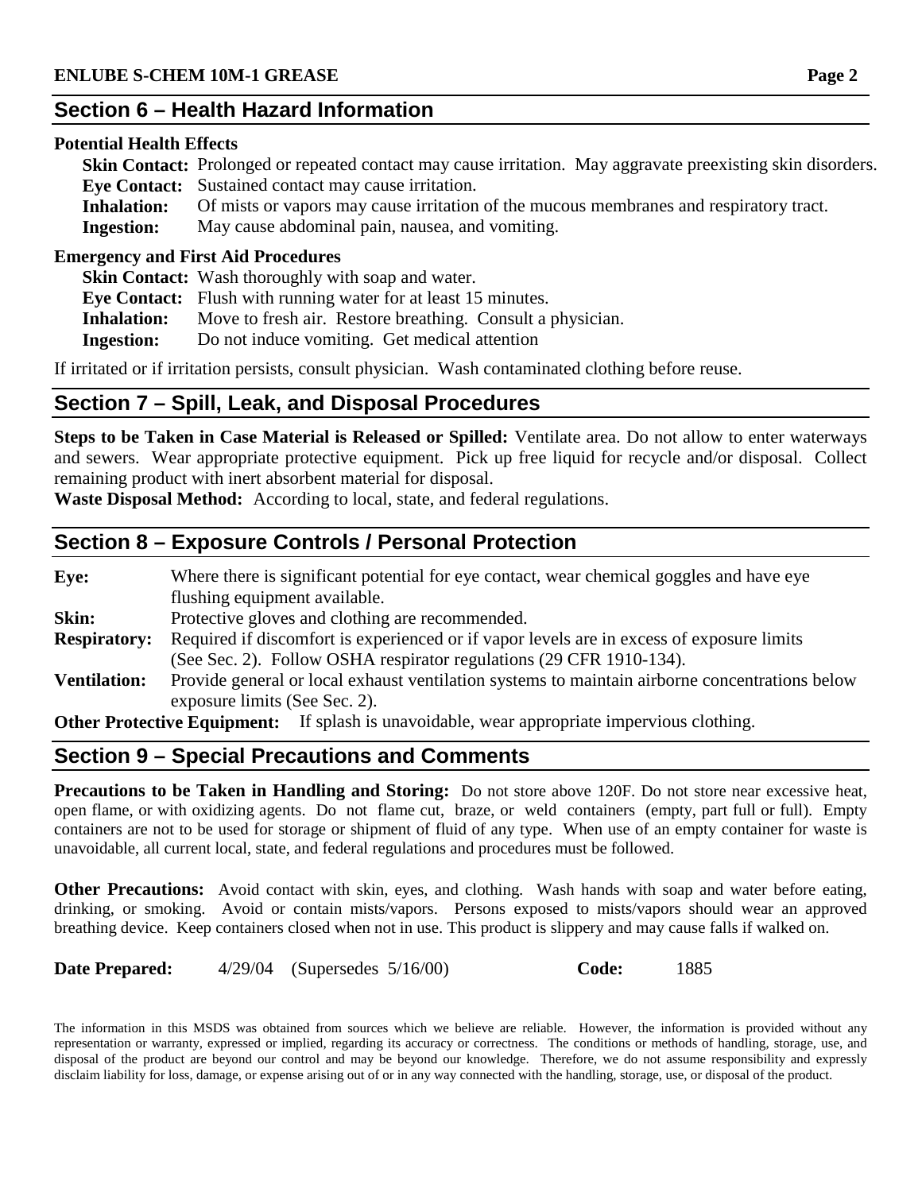## Section 6 – Health Hazard Information

**Potential Health Effects**

**Skin Contact:** Prolonged or repeated contact may cause irritation. May aggravate preexisting skin disorders.
**Eye Contact:** Sustained contact may cause irritation.
**Inhalation:** Of mists or vapors may cause irritation of the mucous membranes and respiratory tract.
**Ingestion:** May cause abdominal pain, nausea, and vomiting.

**Emergency and First Aid Procedures**

**Skin Contact:** Wash thoroughly with soap and water.
**Eye Contact:** Flush with running water for at least 15 minutes.
**Inhalation:** Move to fresh air. Restore breathing. Consult a physician.
**Ingestion:** Do not induce vomiting. Get medical attention

If irritated or if irritation persists, consult physician. Wash contaminated clothing before reuse.

## Section 7 – Spill, Leak, and Disposal Procedures

**Steps to be Taken in Case Material is Released or Spilled:** Ventilate area. Do not allow to enter waterways and sewers. Wear appropriate protective equipment. Pick up free liquid for recycle and/or disposal. Collect remaining product with inert absorbent material for disposal.
**Waste Disposal Method:** According to local, state, and federal regulations.

## Section 8 – Exposure Controls / Personal Protection

**Eye:** Where there is significant potential for eye contact, wear chemical goggles and have eye flushing equipment available.
**Skin:** Protective gloves and clothing are recommended.
**Respiratory:** Required if discomfort is experienced or if vapor levels are in excess of exposure limits (See Sec. 2). Follow OSHA respirator regulations (29 CFR 1910-134).
**Ventilation:** Provide general or local exhaust ventilation systems to maintain airborne concentrations below exposure limits (See Sec. 2).
**Other Protective Equipment:** If splash is unavoidable, wear appropriate impervious clothing.

## Section 9 – Special Precautions and Comments

**Precautions to be Taken in Handling and Storing:** Do not store above 120F. Do not store near excessive heat, open flame, or with oxidizing agents. Do not flame cut, braze, or weld containers (empty, part full or full). Empty containers are not to be used for storage or shipment of fluid of any type. When use of an empty container for waste is unavoidable, all current local, state, and federal regulations and procedures must be followed.

**Other Precautions:** Avoid contact with skin, eyes, and clothing. Wash hands with soap and water before eating, drinking, or smoking. Avoid or contain mists/vapors. Persons exposed to mists/vapors should wear an approved breathing device. Keep containers closed when not in use. This product is slippery and may cause falls if walked on.

**Date Prepared:** 4/29/04 (Supersedes 5/16/00) **Code:** 1885

The information in this MSDS was obtained from sources which we believe are reliable. However, the information is provided without any representation or warranty, expressed or implied, regarding its accuracy or correctness. The conditions or methods of handling, storage, use, and disposal of the product are beyond our control and may be beyond our knowledge. Therefore, we do not assume responsibility and expressly disclaim liability for loss, damage, or expense arising out of or in any way connected with the handling, storage, use, or disposal of the product.